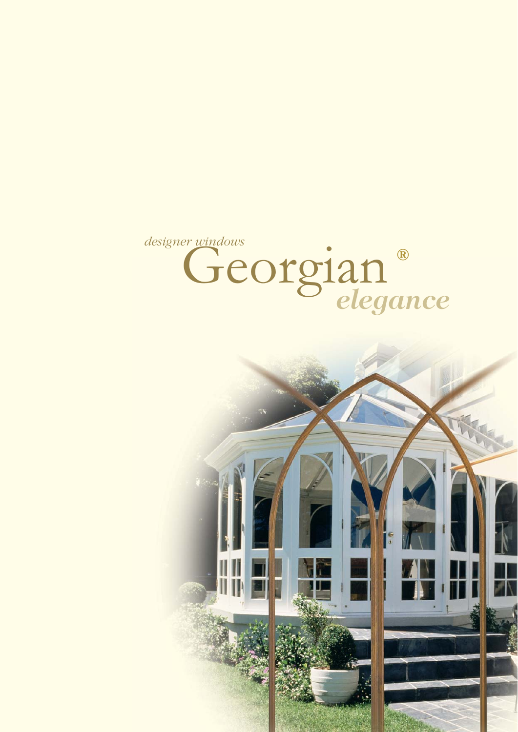*designer windows*

# Georgian® *elegance*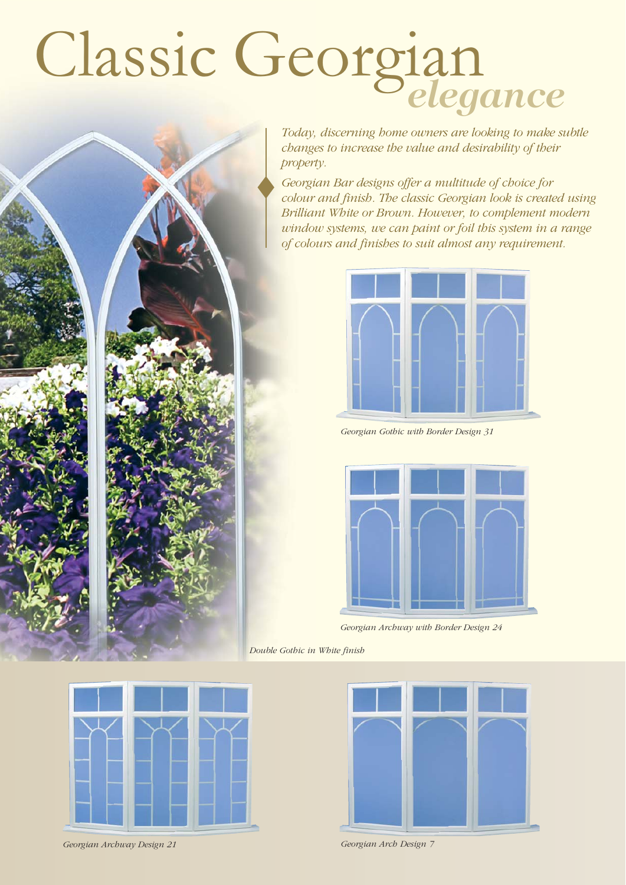# Classic Georgian *elegance*

*Today, discerning home owners are looking to make subtle changes to increase the value and desirability of their property.*

*Georgian Bar designs offer a multitude of choice for colour and finish. The classic Georgian look is created using Brilliant White or Brown. However, to complement modern window systems, we can paint or foil this system in a range of colours and finishes to suit almost any requirement.*

*Georgian Gothic with Border Design 31*

*Georgian Archway with Border Design 24*

*Double Gothic in White finish*

*Georgian Archway Design 21*

*Georgian Arch Design 7*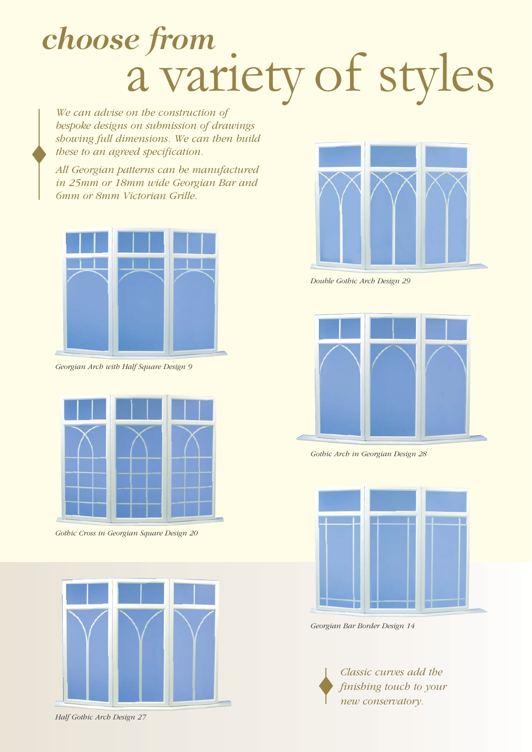# *choose from* a variety of styles

*We can advise on the construction of bespoke designs on submission of drawings showing full dimensions. We can then build these to an agreed specification.*

*All Georgian patterns can be manufactured in 25mm or 18mm wide Georgian Bar and 6mm or 8mm Victorian Grille.*

*Georgian Arch with Half Square Design 9*

*Gothic Cross in Georgian Square Design 20*

*Half Gothic Arch Design 27*

*Double Gothic Arch Design 29*

*Gothic Arch in Georgian Design 28*

*Georgian Bar Border Design 14*

*Classic curves add the finishing touch to your new conservatory.*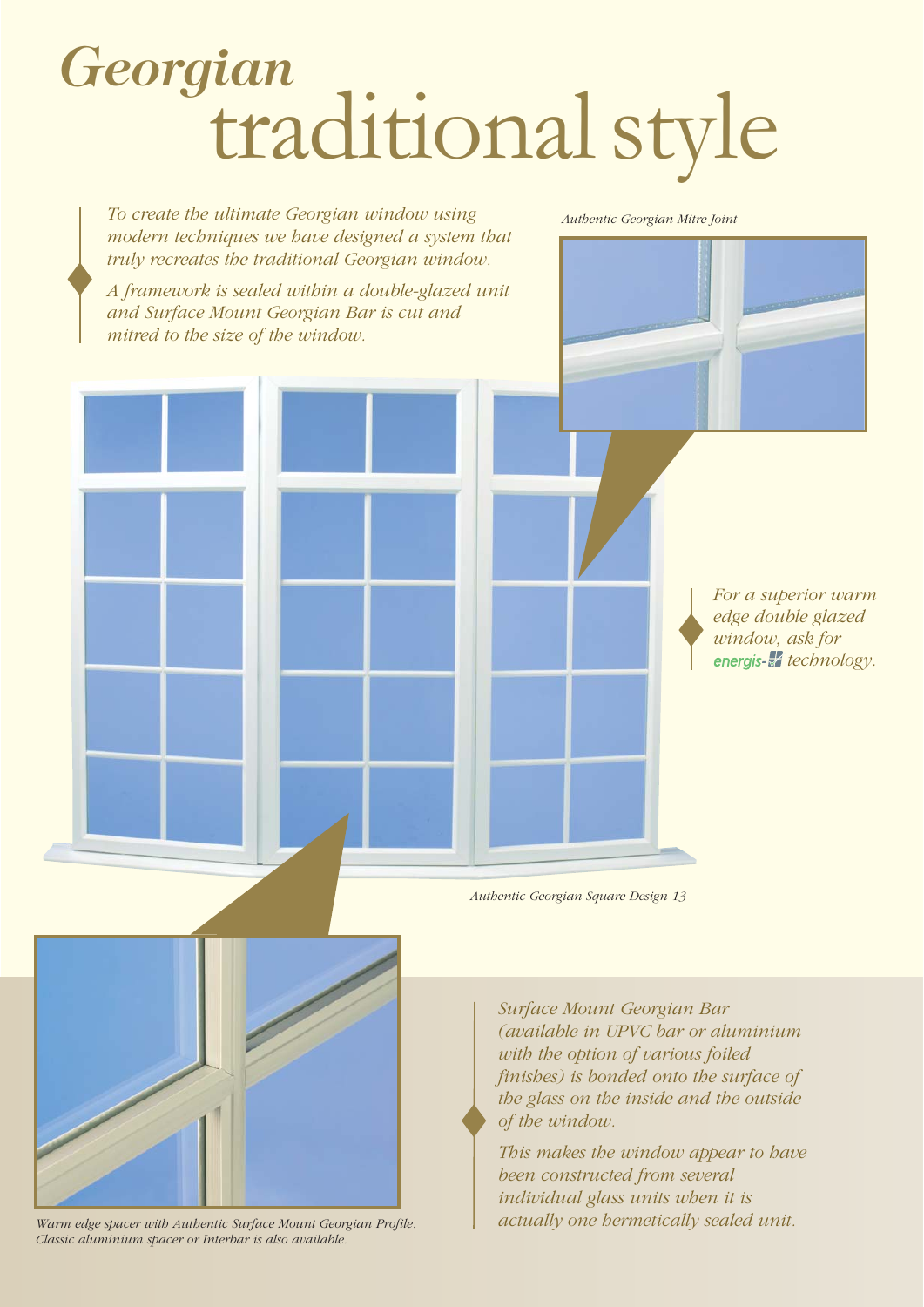# *Georgian* traditional style

*To create the ultimate Georgian window using modern techniques we have designed a system that truly recreates the traditional Georgian window.*

*A framework is sealed within a double-glazed unit and Surface Mount Georgian Bar is cut and mitred to the size of the window.*

*Authentic Georgian Mitre Joint*

*For a superior warm edge double glazed window, ask for energis- technology.*

*Authentic Georgian Square Design 13*

*Warm edge spacer with Authentic Surface Mount Georgian Profile. Classic aluminium spacer or Interbar is also available.*

*Surface Mount Georgian Bar (available in UPVC bar or aluminium with the option of various foiled finishes) is bonded onto the surface of the glass on the inside and the outside of the window.*

*This makes the window appear to have been constructed from several individual glass units when it is actually one hermetically sealed unit.*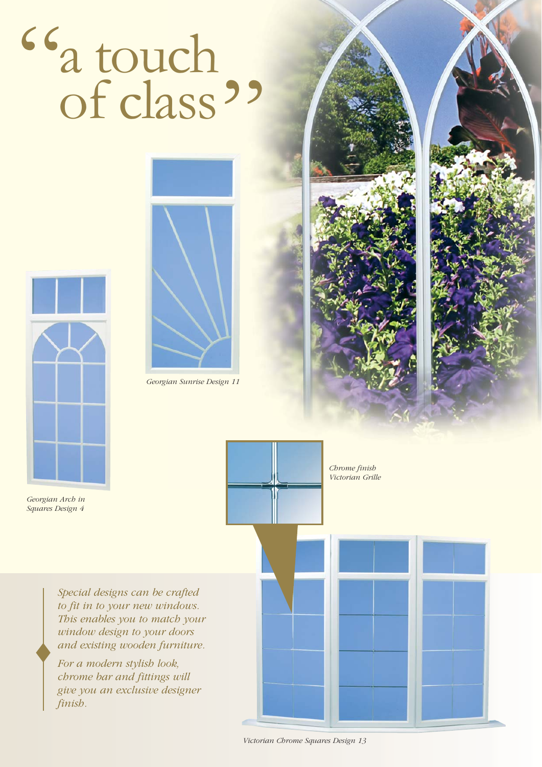# "a touch of class"

*Georgian Sunrise Design 11*

*Georgian Arch in Squares Design 4*

*Chrome finish Victorian Grille*

*Special designs can be crafted to fit in to your new windows. This enables you to match your window design to your doors and existing wooden furniture.*

*For a modern stylish look, chrome bar and fittings will give you an exclusive designer finish.*

*Victorian Chrome Squares Design 13*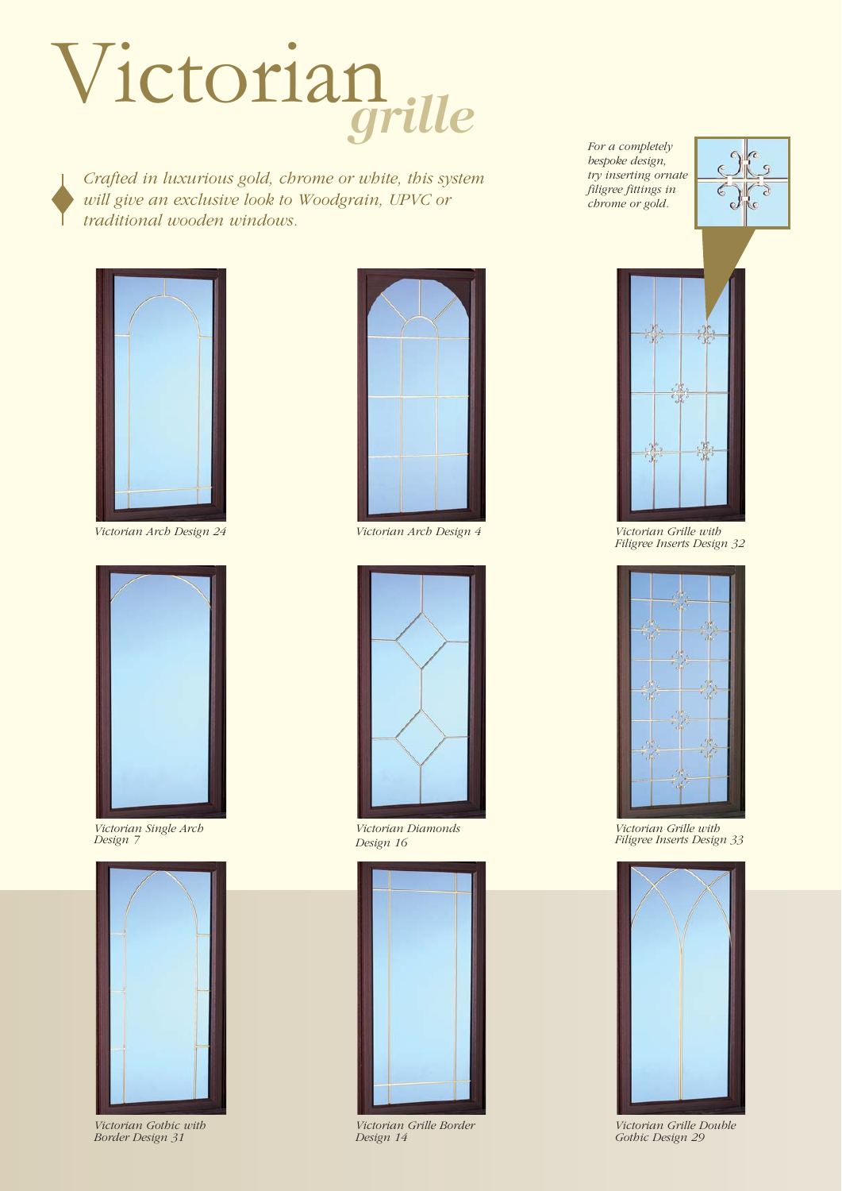# Victorian *grille*

*Crafted in luxurious gold, chrome or white, this system will give an exclusive look to Woodgrain, UPVC or traditional wooden windows.*

*For a completely bespoke design, try inserting ornate filigree fittings in chrome or gold.*

*Victorian Arch Design 24*

*Victorian Arch Design 4*

*Victorian Grille with Filigree Inserts Design 32*

*Victorian Single Arch Design 7*

*Victorian Diamonds Design 16*

*Victorian Grille with Filigree Inserts Design 33*

*Victorian Gothic with Border Design 31*

*Victorian Grille Border Design 14*

*Victorian Grille Double Gothic Design 29*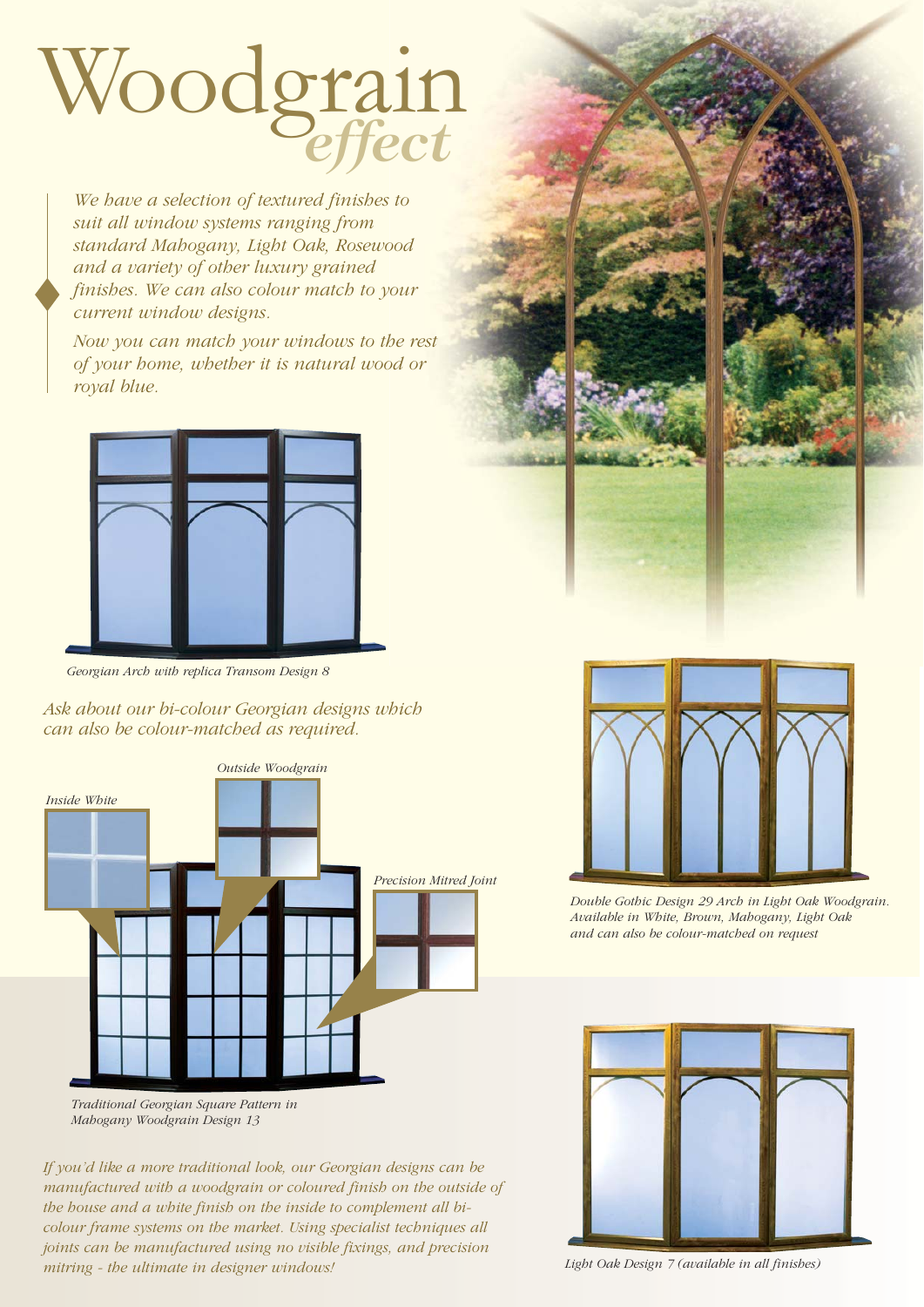# Woodgrain *effect*

*We have a selection of textured finishes to suit all window systems ranging from standard Mahogany, Light Oak, Rosewood and a variety of other luxury grained finishes. We can also colour match to your current window designs.*

*Now you can match your windows to the rest of your home, whether it is natural wood or royal blue.*

*Georgian Arch with replica Transom Design 8*

*Ask about our bi-colour Georgian designs which can also be colour-matched as required.*

*Outside Woodgrain*

*Inside White*

*Precision Mitred Joint*

*Traditional Georgian Square Pattern in Mahogany Woodgrain Design 13*

*If you'd like a more traditional look, our Georgian designs can be manufactured with a woodgrain or coloured finish on the outside of the house and a white finish on the inside to complement all bi-colour frame systems on the market. Using specialist techniques all joints can be manufactured using no visible fixings, and precision mitring - the ultimate in designer windows!*

*Double Gothic Design 29 Arch in Light Oak Woodgrain. Available in White, Brown, Mahogany, Light Oak and can also be colour-matched on request*

*Light Oak Design 7 (available in all finishes)*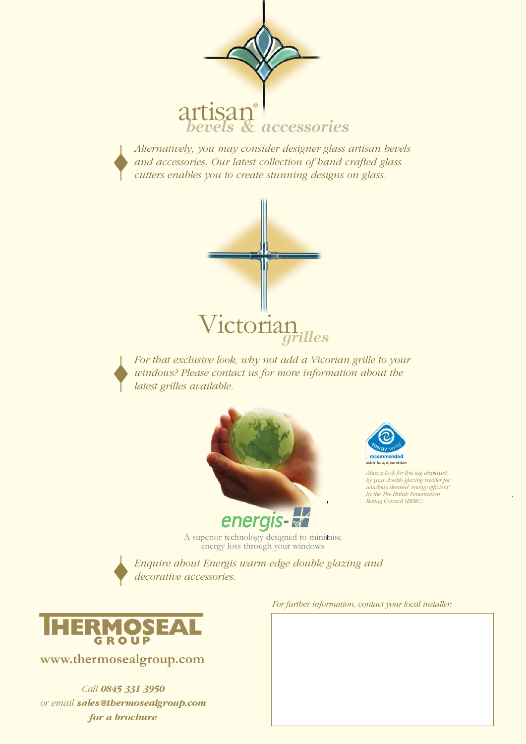## artisan® *bevels & accessories*

*Alternatively, you may consider designer glass artisan bevels and accessories. Our latest collection of hand crafted glass cutters enables you to create stunning designs on glass.*

## Victorian *grilles*

*For that exclusive look, why not add a Vicorian grille to your windows? Please contact us for more information about the latest grilles available.*

energy saving recommended

Look for this tag on your windows

*Always look for this tag displayed by your double-glazing retailer for windows deemed 'energy efficient' by the The British Fenestration Rating Council (BFRC).*

energis-

A superior technology designed to minimise energy loss through your windows

*Enquire about Energis warm edge double glazing and decorative accessories.*

*For further information, contact your local installer:*

THERMOSEAL GROUP

**www.thermosealgroup.com**

*Call **0845 331 3950***
*or email **sales@thermosealgroup.com***
***for a brochure***